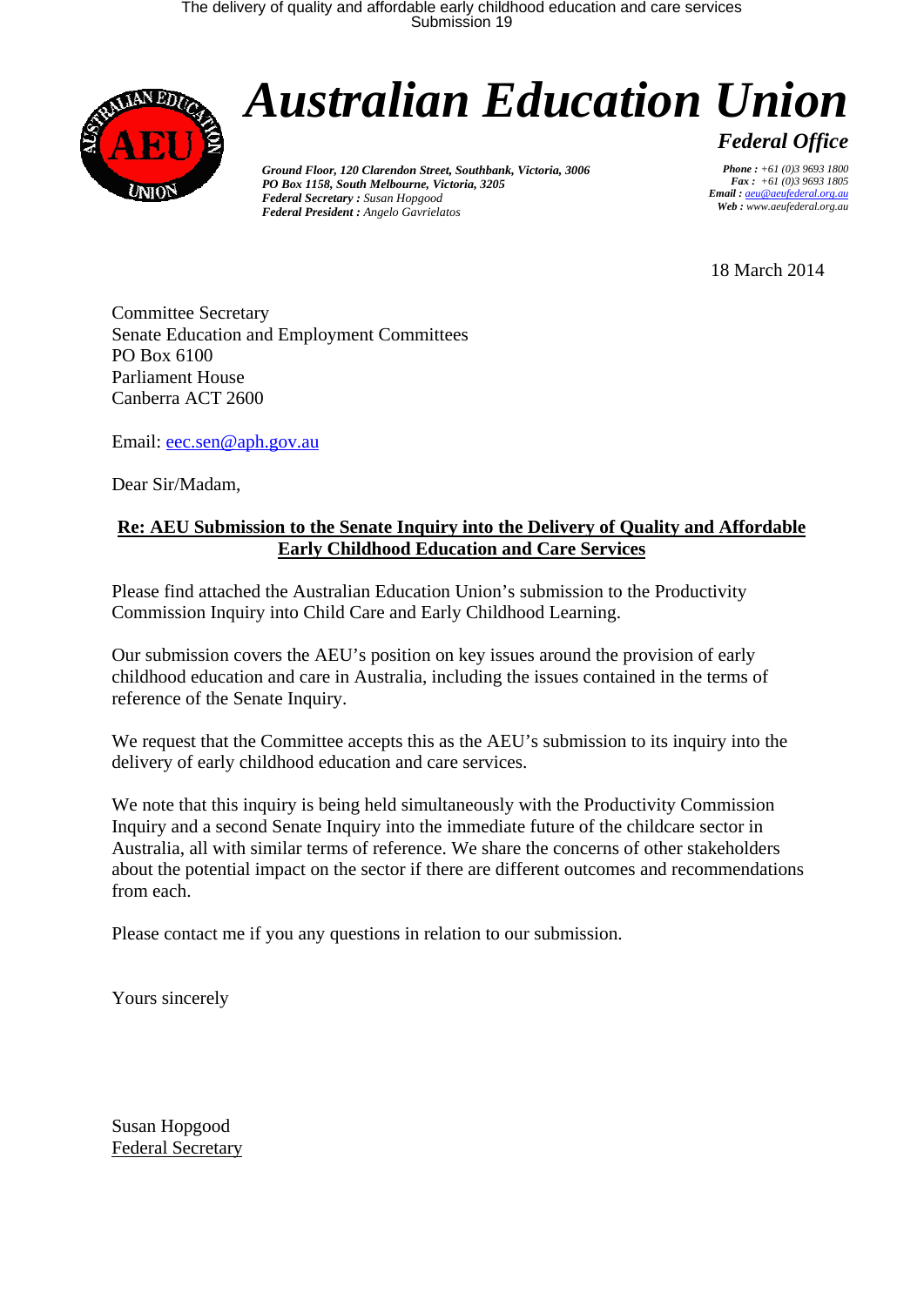# Australian Education Union

## Federal Office

***Ground Floor, 120 Clarendon Street, Southbank, Victoria, 3006***
***PO Box 1158, South Melbourne, Victoria, 3205***
***Federal Secretary :*** *Susan Hopgood*
***Federal President :*** *Angelo Gavrielatos*

***Phone :*** *+61 (0)3 9693 1800*
***Fax :*** *+61 (0)3 9693 1805*
***Email :*** *aeu@aeufederal.org.au*
***Web :*** *www.aeufederal.org.au*

18 March 2014

Committee Secretary
Senate Education and Employment Committees
PO Box 6100
Parliament House
Canberra ACT 2600

Email: eec.sen@aph.gov.au

Dear Sir/Madam,

**Re: AEU Submission to the Senate Inquiry into the Delivery of Quality and Affordable Early Childhood Education and Care Services**

Please find attached the Australian Education Union's submission to the Productivity Commission Inquiry into Child Care and Early Childhood Learning.

Our submission covers the AEU's position on key issues around the provision of early childhood education and care in Australia, including the issues contained in the terms of reference of the Senate Inquiry.

We request that the Committee accepts this as the AEU's submission to its inquiry into the delivery of early childhood education and care services.

We note that this inquiry is being held simultaneously with the Productivity Commission Inquiry and a second Senate Inquiry into the immediate future of the childcare sector in Australia, all with similar terms of reference. We share the concerns of other stakeholders about the potential impact on the sector if there are different outcomes and recommendations from each.

Please contact me if you any questions in relation to our submission.

Yours sincerely

Susan Hopgood
Federal Secretary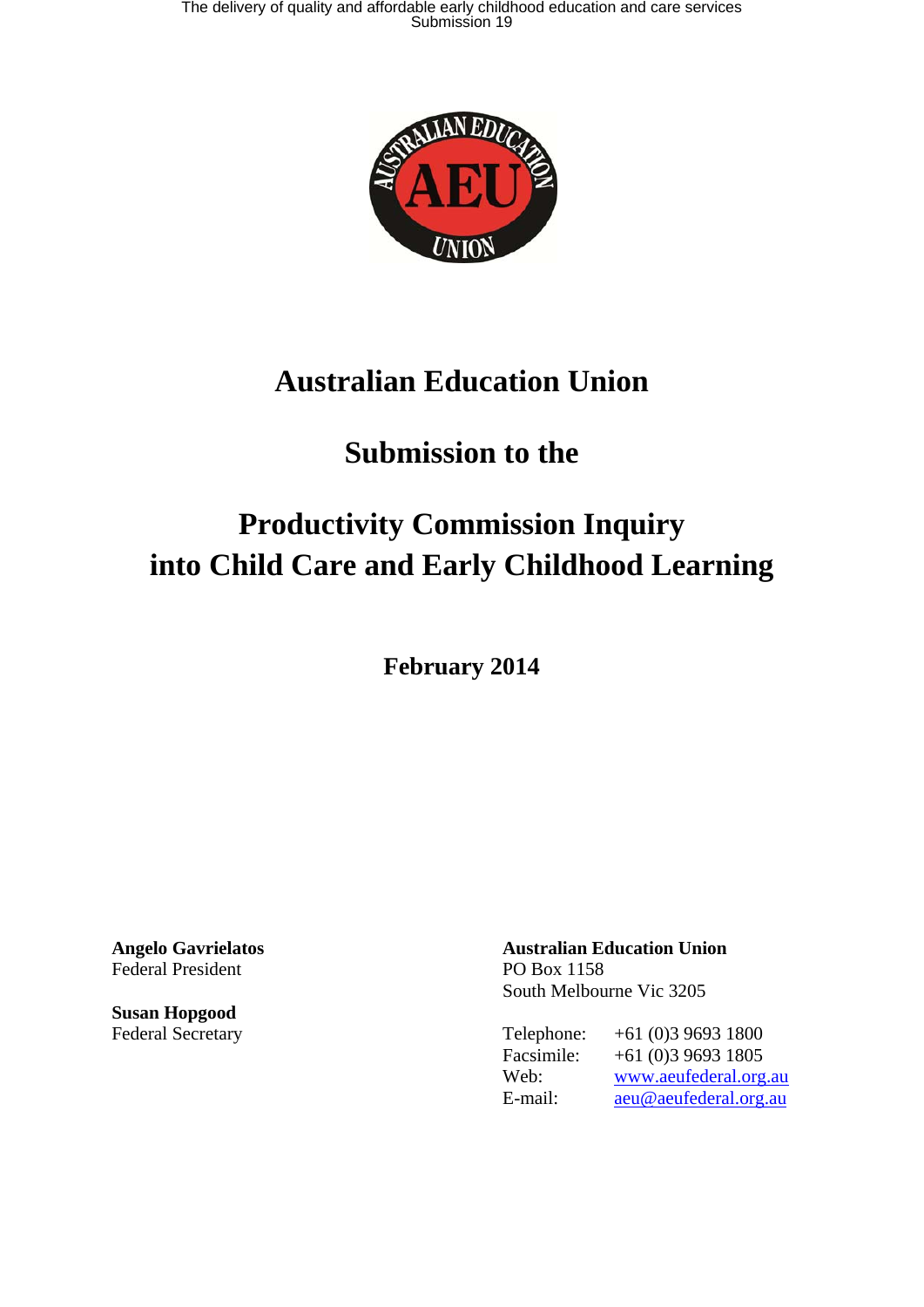# Australian Education Union

## Submission to the

## Productivity Commission Inquiry into Child Care and Early Childhood Learning

**February 2014**

**Angelo Gavrielatos**
Federal President

**Susan Hopgood**
Federal Secretary

**Australian Education Union**
PO Box 1158
South Melbourne Vic 3205

| | |
|---|---|
| Telephone: | +61 (0)3 9693 1800 |
| Facsimile: | +61 (0)3 9693 1805 |
| Web: | www.aeufederal.org.au |
| E-mail: | aeu@aeufederal.org.au |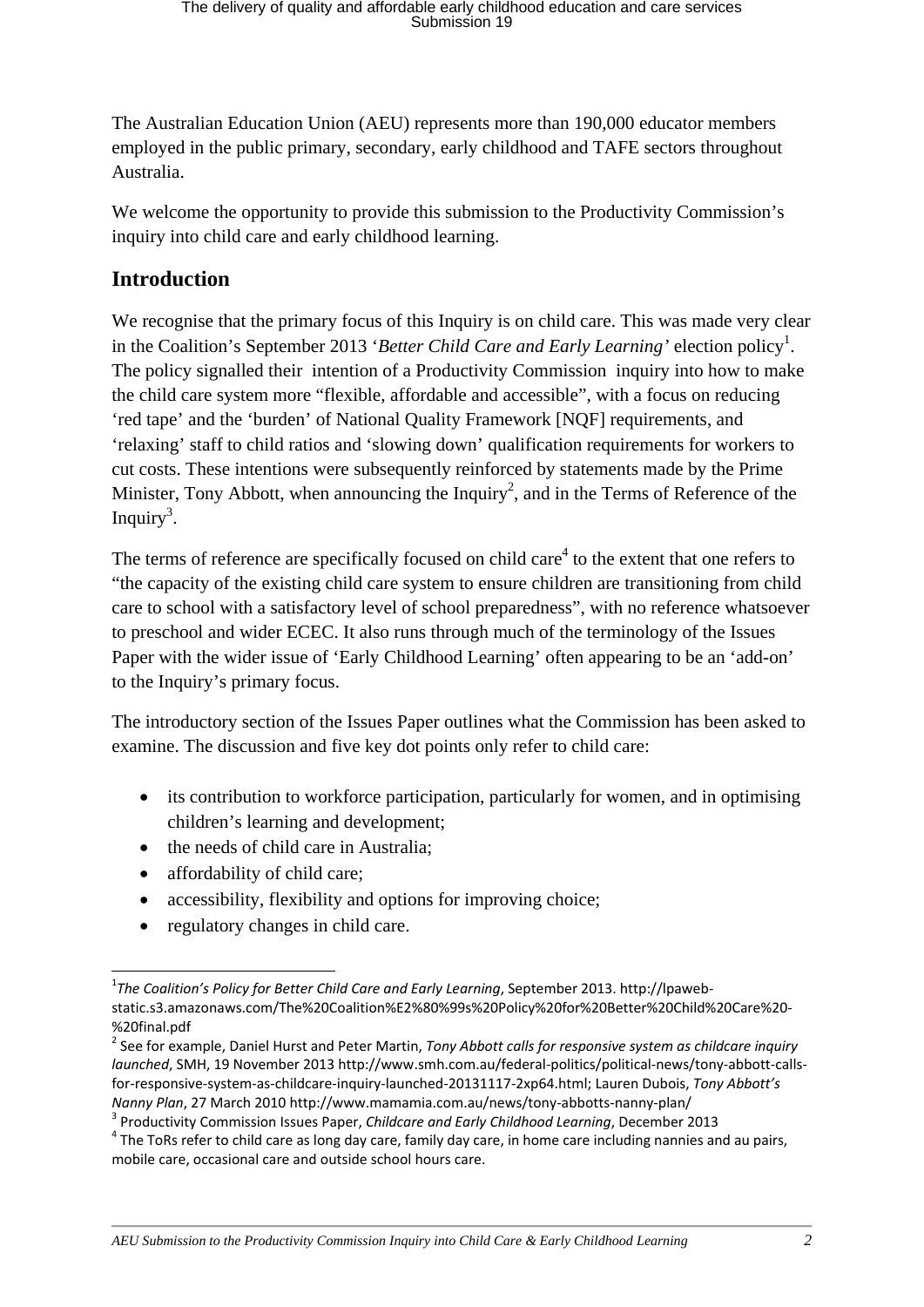The Australian Education Union (AEU) represents more than 190,000 educator members employed in the public primary, secondary, early childhood and TAFE sectors throughout Australia.

We welcome the opportunity to provide this submission to the Productivity Commission's inquiry into child care and early childhood learning.

## Introduction

We recognise that the primary focus of this Inquiry is on child care. This was made very clear in the Coalition's September 2013 '*Better Child Care and Early Learning'* election policy[1]. The policy signalled their intention of a Productivity Commission inquiry into how to make the child care system more "flexible, affordable and accessible", with a focus on reducing 'red tape' and the 'burden' of National Quality Framework [NQF] requirements, and 'relaxing' staff to child ratios and 'slowing down' qualification requirements for workers to cut costs. These intentions were subsequently reinforced by statements made by the Prime Minister, Tony Abbott, when announcing the Inquiry[2], and in the Terms of Reference of the Inquiry[3].

The terms of reference are specifically focused on child care[4] to the extent that one refers to "the capacity of the existing child care system to ensure children are transitioning from child care to school with a satisfactory level of school preparedness", with no reference whatsoever to preschool and wider ECEC. It also runs through much of the terminology of the Issues Paper with the wider issue of 'Early Childhood Learning' often appearing to be an 'add-on' to the Inquiry's primary focus.

The introductory section of the Issues Paper outlines what the Commission has been asked to examine. The discussion and five key dot points only refer to child care:

- its contribution to workforce participation, particularly for women, and in optimising children's learning and development;
- the needs of child care in Australia;
- affordability of child care;
- accessibility, flexibility and options for improving choice;
- regulatory changes in child care.

---

[1] *The Coalition's Policy for Better Child Care and Early Learning*, September 2013. http://lpaweb-static.s3.amazonaws.com/The%20Coalition%E2%80%99s%20Policy%20for%20Better%20Child%20Care%20-%20final.pdf

[2] See for example, Daniel Hurst and Peter Martin, *Tony Abbott calls for responsive system as childcare inquiry launched*, SMH, 19 November 2013 http://www.smh.com.au/federal-politics/political-news/tony-abbott-calls-for-responsive-system-as-childcare-inquiry-launched-20131117-2xp64.html; Lauren Dubois, *Tony Abbott's Nanny Plan*, 27 March 2010 http://www.mamamia.com.au/news/tony-abbotts-nanny-plan/

[3] Productivity Commission Issues Paper, *Childcare and Early Childhood Learning*, December 2013

[4] The ToRs refer to child care as long day care, family day care, in home care including nannies and au pairs, mobile care, occasional care and outside school hours care.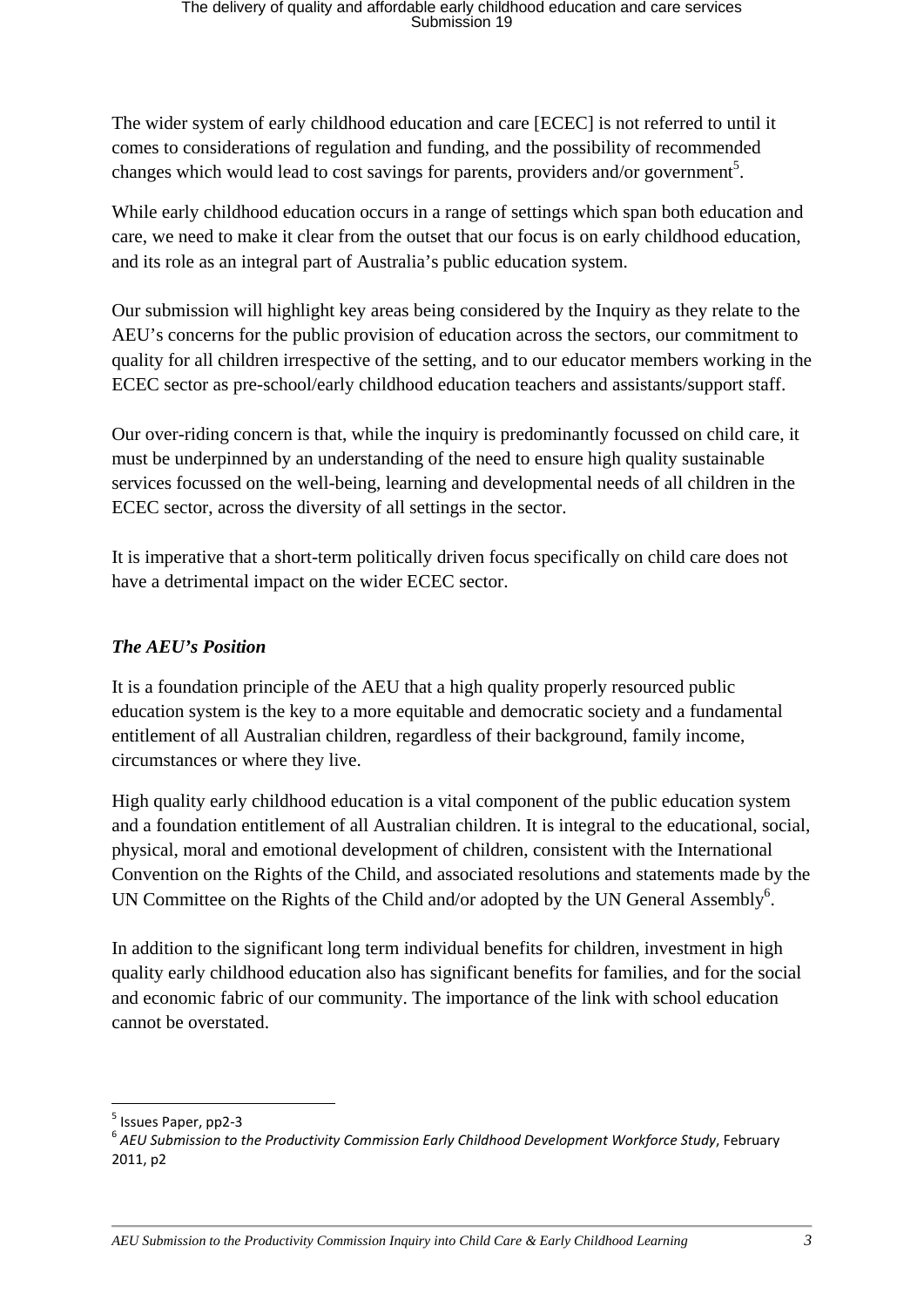The wider system of early childhood education and care [ECEC] is not referred to until it comes to considerations of regulation and funding, and the possibility of recommended changes which would lead to cost savings for parents, providers and/or government[5].

While early childhood education occurs in a range of settings which span both education and care, we need to make it clear from the outset that our focus is on early childhood education, and its role as an integral part of Australia's public education system.

Our submission will highlight key areas being considered by the Inquiry as they relate to the AEU's concerns for the public provision of education across the sectors, our commitment to quality for all children irrespective of the setting, and to our educator members working in the ECEC sector as pre-school/early childhood education teachers and assistants/support staff.

Our over-riding concern is that, while the inquiry is predominantly focussed on child care, it must be underpinned by an understanding of the need to ensure high quality sustainable services focussed on the well-being, learning and developmental needs of all children in the ECEC sector, across the diversity of all settings in the sector.

It is imperative that a short-term politically driven focus specifically on child care does not have a detrimental impact on the wider ECEC sector.

### *The AEU's Position*

It is a foundation principle of the AEU that a high quality properly resourced public education system is the key to a more equitable and democratic society and a fundamental entitlement of all Australian children, regardless of their background, family income, circumstances or where they live.

High quality early childhood education is a vital component of the public education system and a foundation entitlement of all Australian children. It is integral to the educational, social, physical, moral and emotional development of children, consistent with the International Convention on the Rights of the Child, and associated resolutions and statements made by the UN Committee on the Rights of the Child and/or adopted by the UN General Assembly[6].

In addition to the significant long term individual benefits for children, investment in high quality early childhood education also has significant benefits for families, and for the social and economic fabric of our community. The importance of the link with school education cannot be overstated.

---

[5] Issues Paper, pp2-3

[6] *AEU Submission to the Productivity Commission Early Childhood Development Workforce Study*, February 2011, p2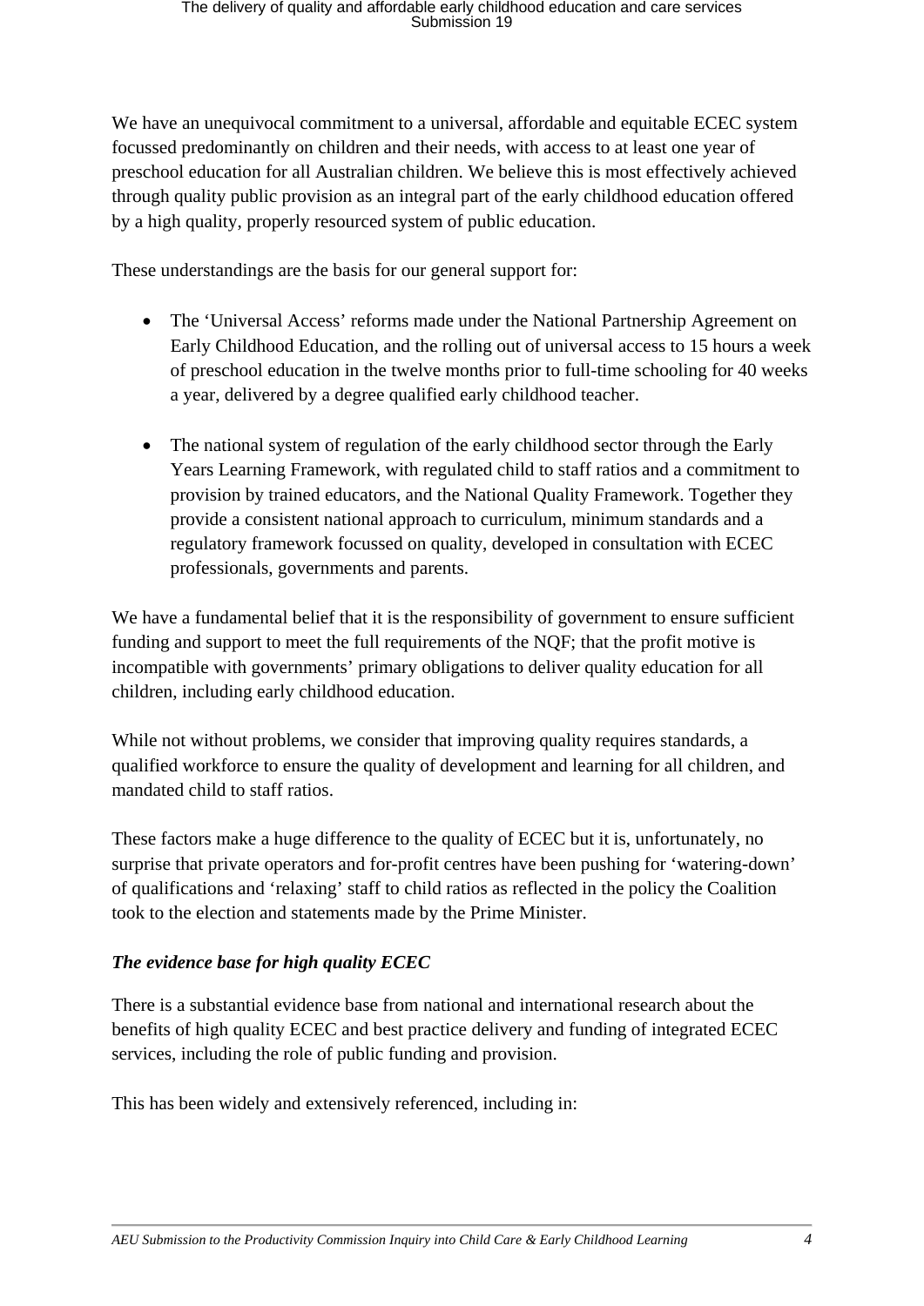We have an unequivocal commitment to a universal, affordable and equitable ECEC system focussed predominantly on children and their needs, with access to at least one year of preschool education for all Australian children. We believe this is most effectively achieved through quality public provision as an integral part of the early childhood education offered by a high quality, properly resourced system of public education.

These understandings are the basis for our general support for:

- The 'Universal Access' reforms made under the National Partnership Agreement on Early Childhood Education, and the rolling out of universal access to 15 hours a week of preschool education in the twelve months prior to full-time schooling for 40 weeks a year, delivered by a degree qualified early childhood teacher.

- The national system of regulation of the early childhood sector through the Early Years Learning Framework, with regulated child to staff ratios and a commitment to provision by trained educators, and the National Quality Framework. Together they provide a consistent national approach to curriculum, minimum standards and a regulatory framework focussed on quality, developed in consultation with ECEC professionals, governments and parents.

We have a fundamental belief that it is the responsibility of government to ensure sufficient funding and support to meet the full requirements of the NQF; that the profit motive is incompatible with governments' primary obligations to deliver quality education for all children, including early childhood education.

While not without problems, we consider that improving quality requires standards, a qualified workforce to ensure the quality of development and learning for all children, and mandated child to staff ratios.

These factors make a huge difference to the quality of ECEC but it is, unfortunately, no surprise that private operators and for-profit centres have been pushing for 'watering-down' of qualifications and 'relaxing' staff to child ratios as reflected in the policy the Coalition took to the election and statements made by the Prime Minister.

### *The evidence base for high quality ECEC*

There is a substantial evidence base from national and international research about the benefits of high quality ECEC and best practice delivery and funding of integrated ECEC services, including the role of public funding and provision.

This has been widely and extensively referenced, including in: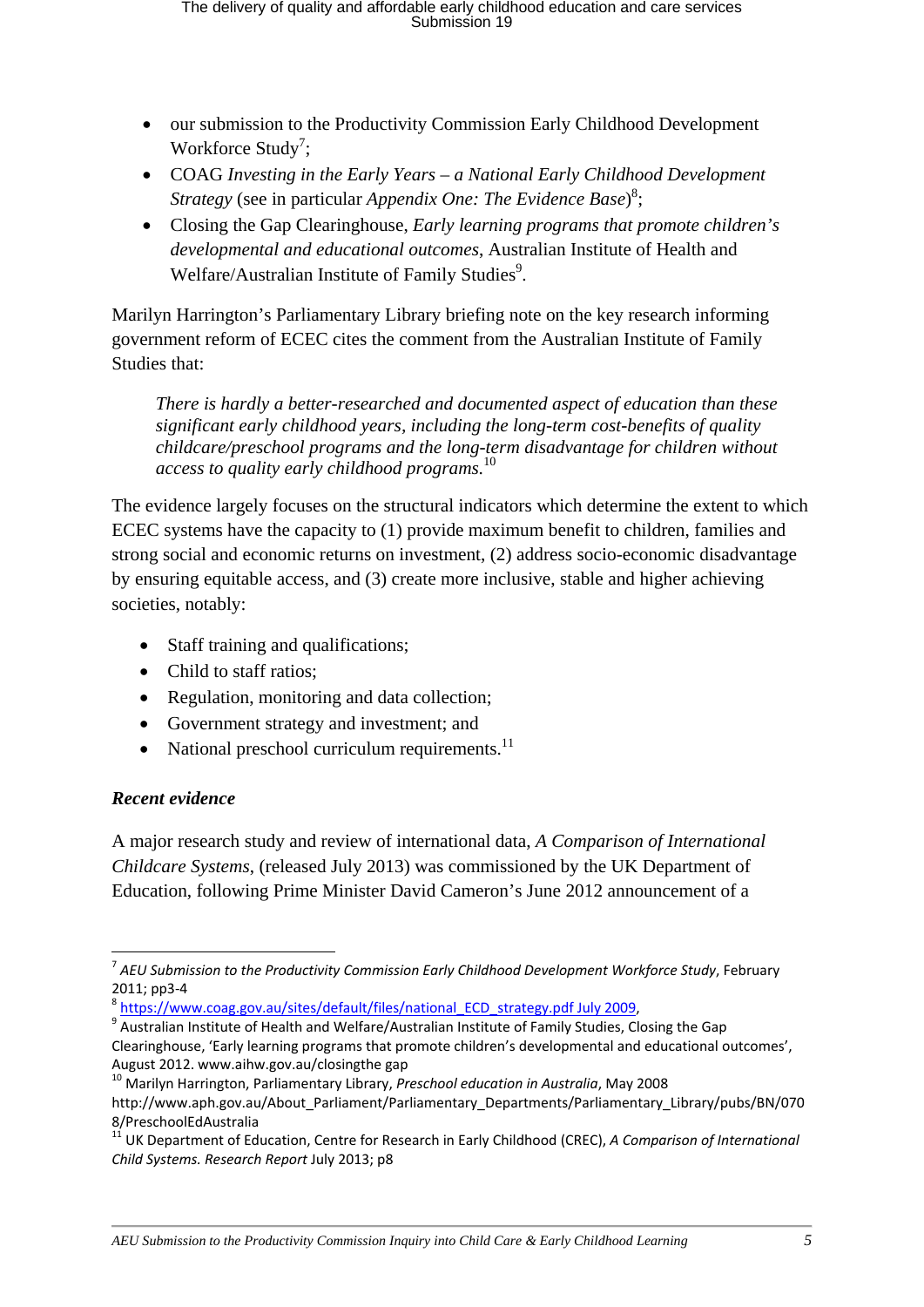- our submission to the Productivity Commission Early Childhood Development Workforce Study[7];
- COAG *Investing in the Early Years – a National Early Childhood Development Strategy* (see in particular *Appendix One: The Evidence Base*)[8];
- Closing the Gap Clearinghouse, *Early learning programs that promote children's developmental and educational outcomes*, Australian Institute of Health and Welfare/Australian Institute of Family Studies[9].

Marilyn Harrington's Parliamentary Library briefing note on the key research informing government reform of ECEC cites the comment from the Australian Institute of Family Studies that:

> *There is hardly a better-researched and documented aspect of education than these significant early childhood years, including the long-term cost-benefits of quality childcare/preschool programs and the long-term disadvantage for children without access to quality early childhood programs.*[10]

The evidence largely focuses on the structural indicators which determine the extent to which ECEC systems have the capacity to (1) provide maximum benefit to children, families and strong social and economic returns on investment, (2) address socio-economic disadvantage by ensuring equitable access, and (3) create more inclusive, stable and higher achieving societies, notably:

- Staff training and qualifications;
- Child to staff ratios;
- Regulation, monitoring and data collection;
- Government strategy and investment; and
- National preschool curriculum requirements.[11]

***Recent evidence***

A major research study and review of international data, *A Comparison of International Childcare Systems*, (released July 2013) was commissioned by the UK Department of Education, following Prime Minister David Cameron's June 2012 announcement of a

---

[7] *AEU Submission to the Productivity Commission Early Childhood Development Workforce Study*, February 2011; pp3-4

[8] https://www.coag.gov.au/sites/default/files/national_ECD_strategy.pdf July 2009,

[9] Australian Institute of Health and Welfare/Australian Institute of Family Studies, Closing the Gap Clearinghouse, 'Early learning programs that promote children's developmental and educational outcomes', August 2012. www.aihw.gov.au/closingthe gap

[10] Marilyn Harrington, Parliamentary Library, *Preschool education in Australia*, May 2008 http://www.aph.gov.au/About_Parliament/Parliamentary_Departments/Parliamentary_Library/pubs/BN/0708/PreschoolEdAustralia

[11] UK Department of Education, Centre for Research in Early Childhood (CREC), *A Comparison of International Child Systems. Research Report* July 2013; p8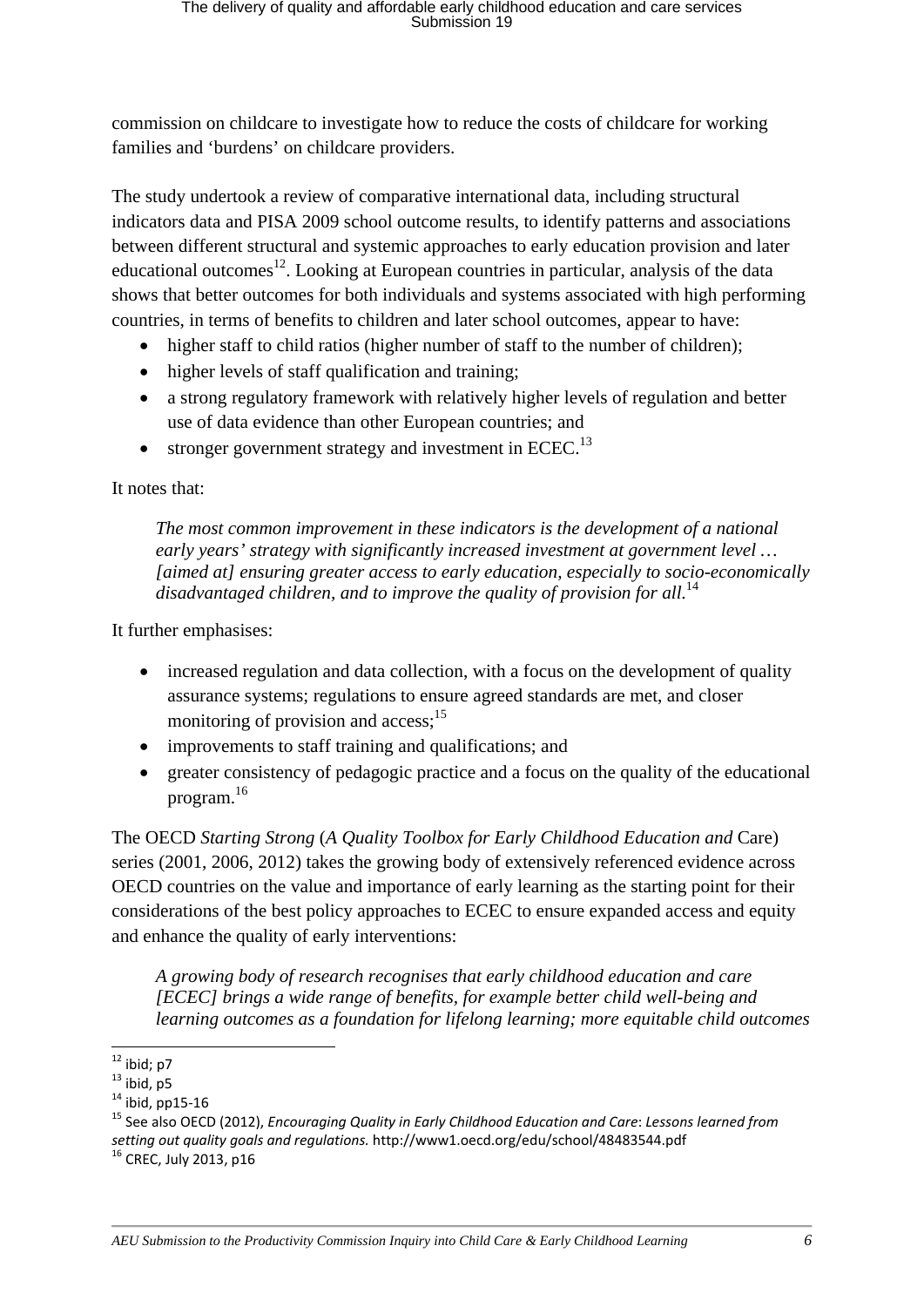commission on childcare to investigate how to reduce the costs of childcare for working families and 'burdens' on childcare providers.

The study undertook a review of comparative international data, including structural indicators data and PISA 2009 school outcome results, to identify patterns and associations between different structural and systemic approaches to early education provision and later educational outcomes[12]. Looking at European countries in particular, analysis of the data shows that better outcomes for both individuals and systems associated with high performing countries, in terms of benefits to children and later school outcomes, appear to have:

- higher staff to child ratios (higher number of staff to the number of children);
- higher levels of staff qualification and training;
- a strong regulatory framework with relatively higher levels of regulation and better use of data evidence than other European countries; and
- stronger government strategy and investment in ECEC.[13]

It notes that:

> *The most common improvement in these indicators is the development of a national early years' strategy with significantly increased investment at government level … [aimed at] ensuring greater access to early education, especially to socio-economically disadvantaged children, and to improve the quality of provision for all.*[14]

It further emphasises:

- increased regulation and data collection, with a focus on the development of quality assurance systems; regulations to ensure agreed standards are met, and closer monitoring of provision and access;[15]
- improvements to staff training and qualifications; and
- greater consistency of pedagogic practice and a focus on the quality of the educational program.[16]

The OECD *Starting Strong* (*A Quality Toolbox for Early Childhood Education and* Care) series (2001, 2006, 2012) takes the growing body of extensively referenced evidence across OECD countries on the value and importance of early learning as the starting point for their considerations of the best policy approaches to ECEC to ensure expanded access and equity and enhance the quality of early interventions:

> *A growing body of research recognises that early childhood education and care [ECEC] brings a wide range of benefits, for example better child well-being and learning outcomes as a foundation for lifelong learning; more equitable child outcomes*

---

[12] ibid; p7

[13] ibid, p5

[14] ibid, pp15-16

[15] See also OECD (2012), *Encouraging Quality in Early Childhood Education and Care*: *Lessons learned from setting out quality goals and regulations.* http://www1.oecd.org/edu/school/48483544.pdf

[16] CREC, July 2013, p16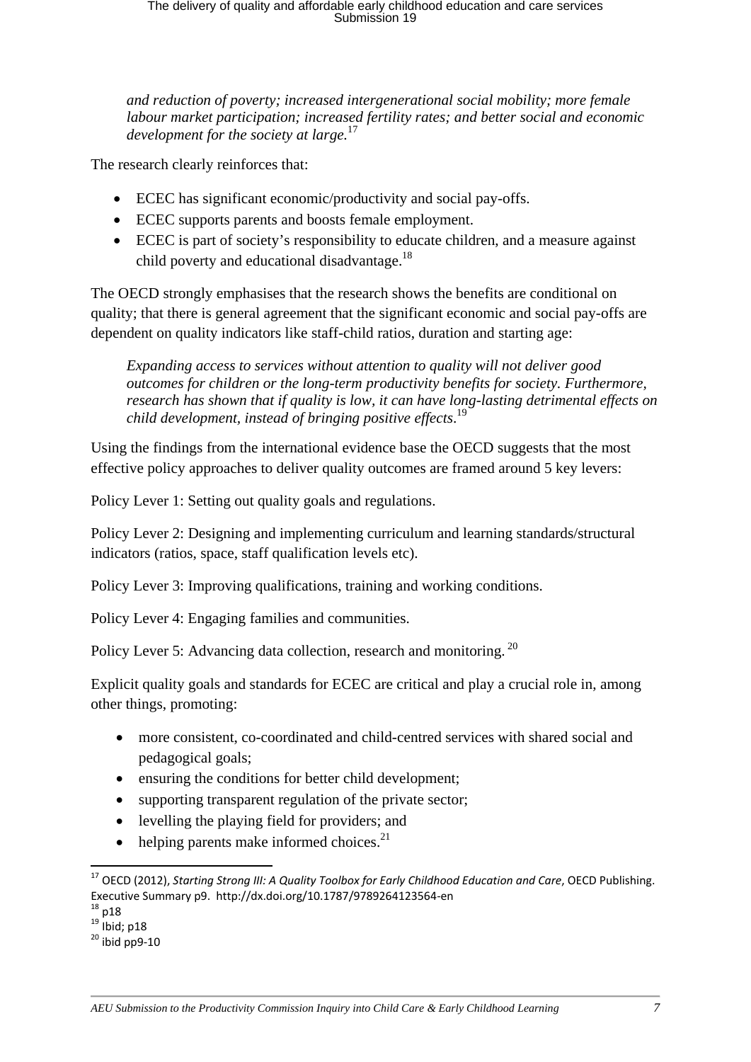*and reduction of poverty; increased intergenerational social mobility; more female labour market participation; increased fertility rates; and better social and economic development for the society at large.*[17]

The research clearly reinforces that:

- ECEC has significant economic/productivity and social pay-offs.
- ECEC supports parents and boosts female employment.
- ECEC is part of society's responsibility to educate children, and a measure against child poverty and educational disadvantage.[18]

The OECD strongly emphasises that the research shows the benefits are conditional on quality; that there is general agreement that the significant economic and social pay-offs are dependent on quality indicators like staff-child ratios, duration and starting age:

*Expanding access to services without attention to quality will not deliver good outcomes for children or the long-term productivity benefits for society. Furthermore, research has shown that if quality is low, it can have long-lasting detrimental effects on child development, instead of bringing positive effects.*[19]

Using the findings from the international evidence base the OECD suggests that the most effective policy approaches to deliver quality outcomes are framed around 5 key levers:

Policy Lever 1: Setting out quality goals and regulations.

Policy Lever 2: Designing and implementing curriculum and learning standards/structural indicators (ratios, space, staff qualification levels etc).

Policy Lever 3: Improving qualifications, training and working conditions.

Policy Lever 4: Engaging families and communities.

Policy Lever 5: Advancing data collection, research and monitoring.[20]

Explicit quality goals and standards for ECEC are critical and play a crucial role in, among other things, promoting:

- more consistent, co-coordinated and child-centred services with shared social and pedagogical goals;
- ensuring the conditions for better child development;
- supporting transparent regulation of the private sector;
- levelling the playing field for providers; and
- helping parents make informed choices.[21]

---

[17] OECD (2012), *Starting Strong III: A Quality Toolbox for Early Childhood Education and Care*, OECD Publishing. Executive Summary p9. http://dx.doi.org/10.1787/9789264123564-en

[18] p18

[19] Ibid; p18

[20] ibid pp9-10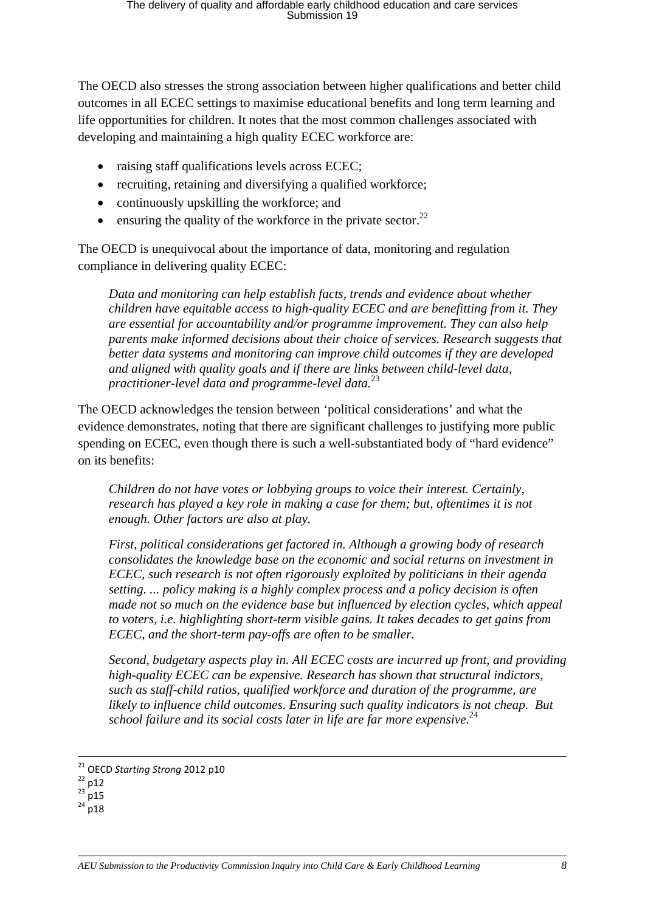The OECD also stresses the strong association between higher qualifications and better child outcomes in all ECEC settings to maximise educational benefits and long term learning and life opportunities for children. It notes that the most common challenges associated with developing and maintaining a high quality ECEC workforce are:

- raising staff qualifications levels across ECEC;
- recruiting, retaining and diversifying a qualified workforce;
- continuously upskilling the workforce; and
- ensuring the quality of the workforce in the private sector.[22]

The OECD is unequivocal about the importance of data, monitoring and regulation compliance in delivering quality ECEC:

> *Data and monitoring can help establish facts, trends and evidence about whether children have equitable access to high-quality ECEC and are benefitting from it. They are essential for accountability and/or programme improvement. They can also help parents make informed decisions about their choice of services. Research suggests that better data systems and monitoring can improve child outcomes if they are developed and aligned with quality goals and if there are links between child-level data, practitioner-level data and programme-level data.*[23]

The OECD acknowledges the tension between 'political considerations' and what the evidence demonstrates, noting that there are significant challenges to justifying more public spending on ECEC, even though there is such a well-substantiated body of "hard evidence" on its benefits:

> *Children do not have votes or lobbying groups to voice their interest. Certainly, research has played a key role in making a case for them; but, oftentimes it is not enough. Other factors are also at play.*
>
> *First, political considerations get factored in. Although a growing body of research consolidates the knowledge base on the economic and social returns on investment in ECEC, such research is not often rigorously exploited by politicians in their agenda setting. ... policy making is a highly complex process and a policy decision is often made not so much on the evidence base but influenced by election cycles, which appeal to voters, i.e. highlighting short-term visible gains. It takes decades to get gains from ECEC, and the short-term pay-offs are often to be smaller.*
>
> *Second, budgetary aspects play in. All ECEC costs are incurred up front, and providing high-quality ECEC can be expensive. Research has shown that structural indictors, such as staff-child ratios, qualified workforce and duration of the programme, are likely to influence child outcomes. Ensuring such quality indicators is not cheap. But school failure and its social costs later in life are far more expensive.*[24]

---

[21] OECD *Starting Strong* 2012 p10

[22] p12

[23] p15

[24] p18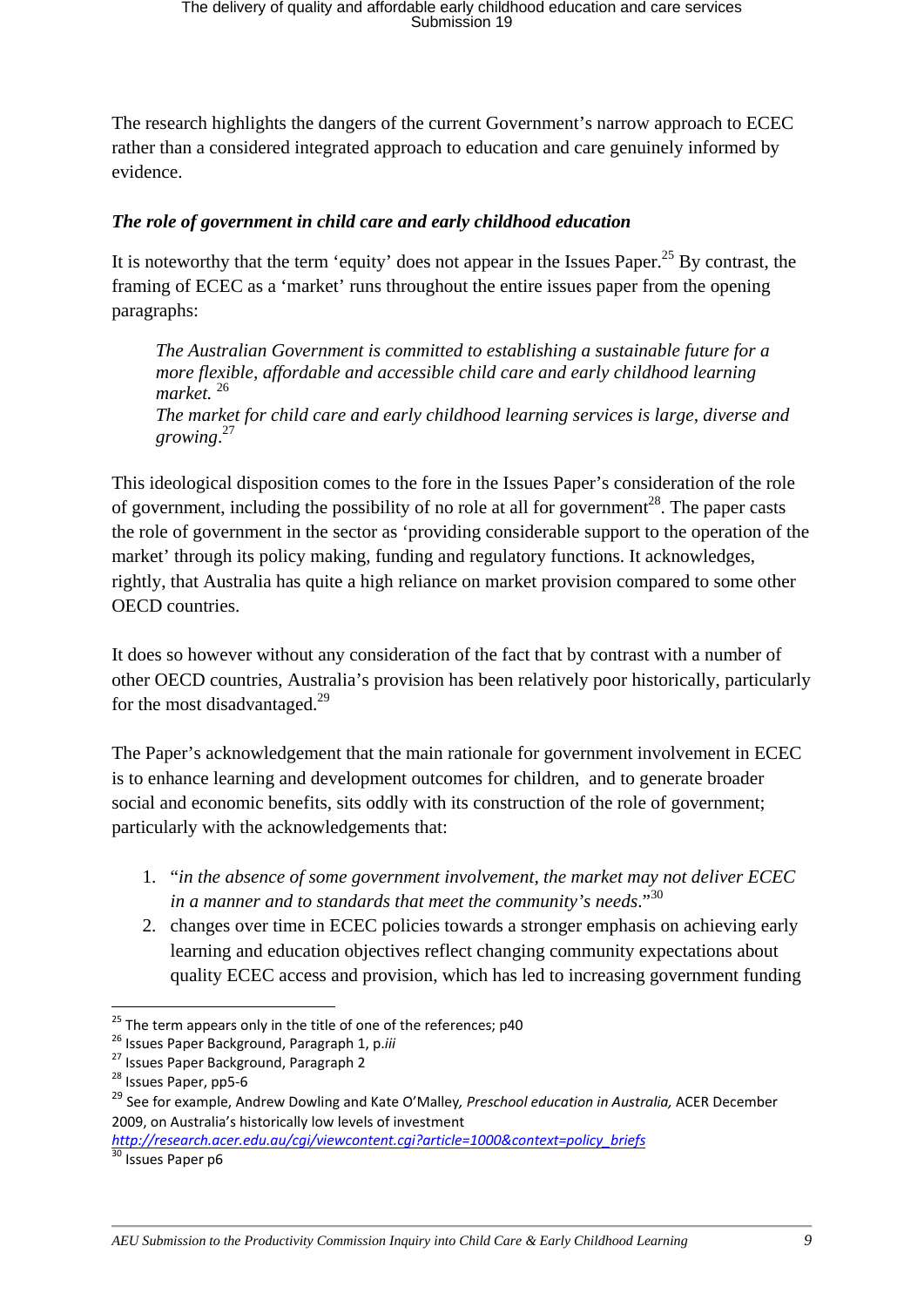The research highlights the dangers of the current Government's narrow approach to ECEC rather than a considered integrated approach to education and care genuinely informed by evidence.

***The role of government in child care and early childhood education***

It is noteworthy that the term 'equity' does not appear in the Issues Paper.[25] By contrast, the framing of ECEC as a 'market' runs throughout the entire issues paper from the opening paragraphs:

> *The Australian Government is committed to establishing a sustainable future for a more flexible, affordable and accessible child care and early childhood learning market.* [26]
> *The market for child care and early childhood learning services is large, diverse and growing.*[27]

This ideological disposition comes to the fore in the Issues Paper's consideration of the role of government, including the possibility of no role at all for government[28]. The paper casts the role of government in the sector as 'providing considerable support to the operation of the market' through its policy making, funding and regulatory functions. It acknowledges, rightly, that Australia has quite a high reliance on market provision compared to some other OECD countries.

It does so however without any consideration of the fact that by contrast with a number of other OECD countries, Australia's provision has been relatively poor historically, particularly for the most disadvantaged.[29]

The Paper's acknowledgement that the main rationale for government involvement in ECEC is to enhance learning and development outcomes for children, and to generate broader social and economic benefits, sits oddly with its construction of the role of government; particularly with the acknowledgements that:

1. "*in the absence of some government involvement, the market may not deliver ECEC in a manner and to standards that meet the community's needs*."[30]
2. changes over time in ECEC policies towards a stronger emphasis on achieving early learning and education objectives reflect changing community expectations about quality ECEC access and provision, which has led to increasing government funding

---

[25] The term appears only in the title of one of the references; p40
[26] Issues Paper Background, Paragraph 1, p.*iii*
[27] Issues Paper Background, Paragraph 2
[28] Issues Paper, pp5-6
[29] See for example, Andrew Dowling and Kate O'Malley, *Preschool education in Australia,* ACER December 2009, on Australia's historically low levels of investment http://research.acer.edu.au/cgi/viewcontent.cgi?article=1000&context=policy_briefs
[30] Issues Paper p6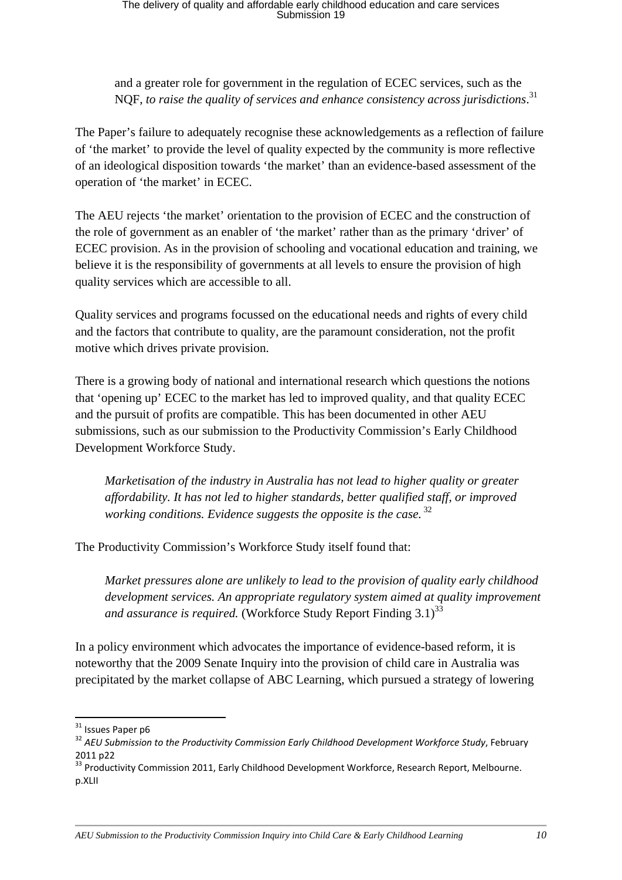> and a greater role for government in the regulation of ECEC services, such as the NQF, *to raise the quality of services and enhance consistency across jurisdictions*.[31]

The Paper's failure to adequately recognise these acknowledgements as a reflection of failure of 'the market' to provide the level of quality expected by the community is more reflective of an ideological disposition towards 'the market' than an evidence-based assessment of the operation of 'the market' in ECEC.

The AEU rejects 'the market' orientation to the provision of ECEC and the construction of the role of government as an enabler of 'the market' rather than as the primary 'driver' of ECEC provision. As in the provision of schooling and vocational education and training, we believe it is the responsibility of governments at all levels to ensure the provision of high quality services which are accessible to all.

Quality services and programs focussed on the educational needs and rights of every child and the factors that contribute to quality, are the paramount consideration, not the profit motive which drives private provision.

There is a growing body of national and international research which questions the notions that 'opening up' ECEC to the market has led to improved quality, and that quality ECEC and the pursuit of profits are compatible. This has been documented in other AEU submissions, such as our submission to the Productivity Commission's Early Childhood Development Workforce Study.

> *Marketisation of the industry in Australia has not lead to higher quality or greater affordability. It has not led to higher standards, better qualified staff, or improved working conditions. Evidence suggests the opposite is the case.* [32]

The Productivity Commission's Workforce Study itself found that:

> *Market pressures alone are unlikely to lead to the provision of quality early childhood development services. An appropriate regulatory system aimed at quality improvement and assurance is required.* (Workforce Study Report Finding 3.1)[33]

In a policy environment which advocates the importance of evidence-based reform, it is noteworthy that the 2009 Senate Inquiry into the provision of child care in Australia was precipitated by the market collapse of ABC Learning, which pursued a strategy of lowering

---

[31] Issues Paper p6

[32] *AEU Submission to the Productivity Commission Early Childhood Development Workforce Study*, February 2011 p22

[33] Productivity Commission 2011, Early Childhood Development Workforce, Research Report, Melbourne. p.XLII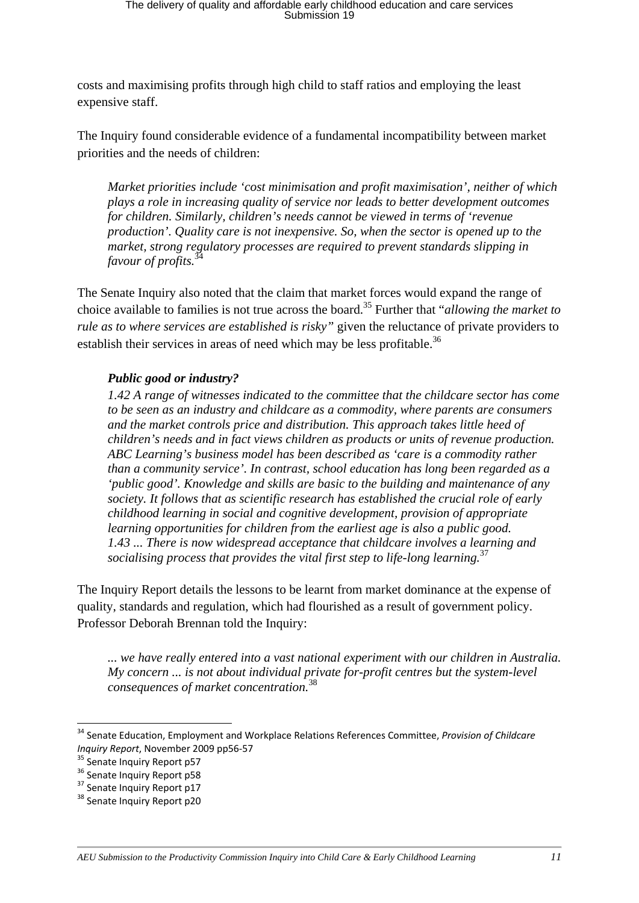costs and maximising profits through high child to staff ratios and employing the least expensive staff.

The Inquiry found considerable evidence of a fundamental incompatibility between market priorities and the needs of children:

> *Market priorities include 'cost minimisation and profit maximisation', neither of which plays a role in increasing quality of service nor leads to better development outcomes for children. Similarly, children's needs cannot be viewed in terms of 'revenue production'. Quality care is not inexpensive. So, when the sector is opened up to the market, strong regulatory processes are required to prevent standards slipping in favour of profits.*[34]

The Senate Inquiry also noted that the claim that market forces would expand the range of choice available to families is not true across the board.[35] Further that "*allowing the market to rule as to where services are established is risky"* given the reluctance of private providers to establish their services in areas of need which may be less profitable.[36]

> ***Public good or industry?***
>
> *1.42 A range of witnesses indicated to the committee that the childcare sector has come to be seen as an industry and childcare as a commodity, where parents are consumers and the market controls price and distribution. This approach takes little heed of children's needs and in fact views children as products or units of revenue production. ABC Learning's business model has been described as 'care is a commodity rather than a community service'. In contrast, school education has long been regarded as a 'public good'. Knowledge and skills are basic to the building and maintenance of any society. It follows that as scientific research has established the crucial role of early childhood learning in social and cognitive development, provision of appropriate learning opportunities for children from the earliest age is also a public good.*
>
> *1.43 ... There is now widespread acceptance that childcare involves a learning and socialising process that provides the vital first step to life-long learning.*[37]

The Inquiry Report details the lessons to be learnt from market dominance at the expense of quality, standards and regulation, which had flourished as a result of government policy. Professor Deborah Brennan told the Inquiry:

> *... we have really entered into a vast national experiment with our children in Australia. My concern ... is not about individual private for-profit centres but the system-level consequences of market concentration.*[38]

---

[34] Senate Education, Employment and Workplace Relations References Committee, *Provision of Childcare Inquiry Report*, November 2009 pp56-57

[35] Senate Inquiry Report p57

[36] Senate Inquiry Report p58

[37] Senate Inquiry Report p17

[38] Senate Inquiry Report p20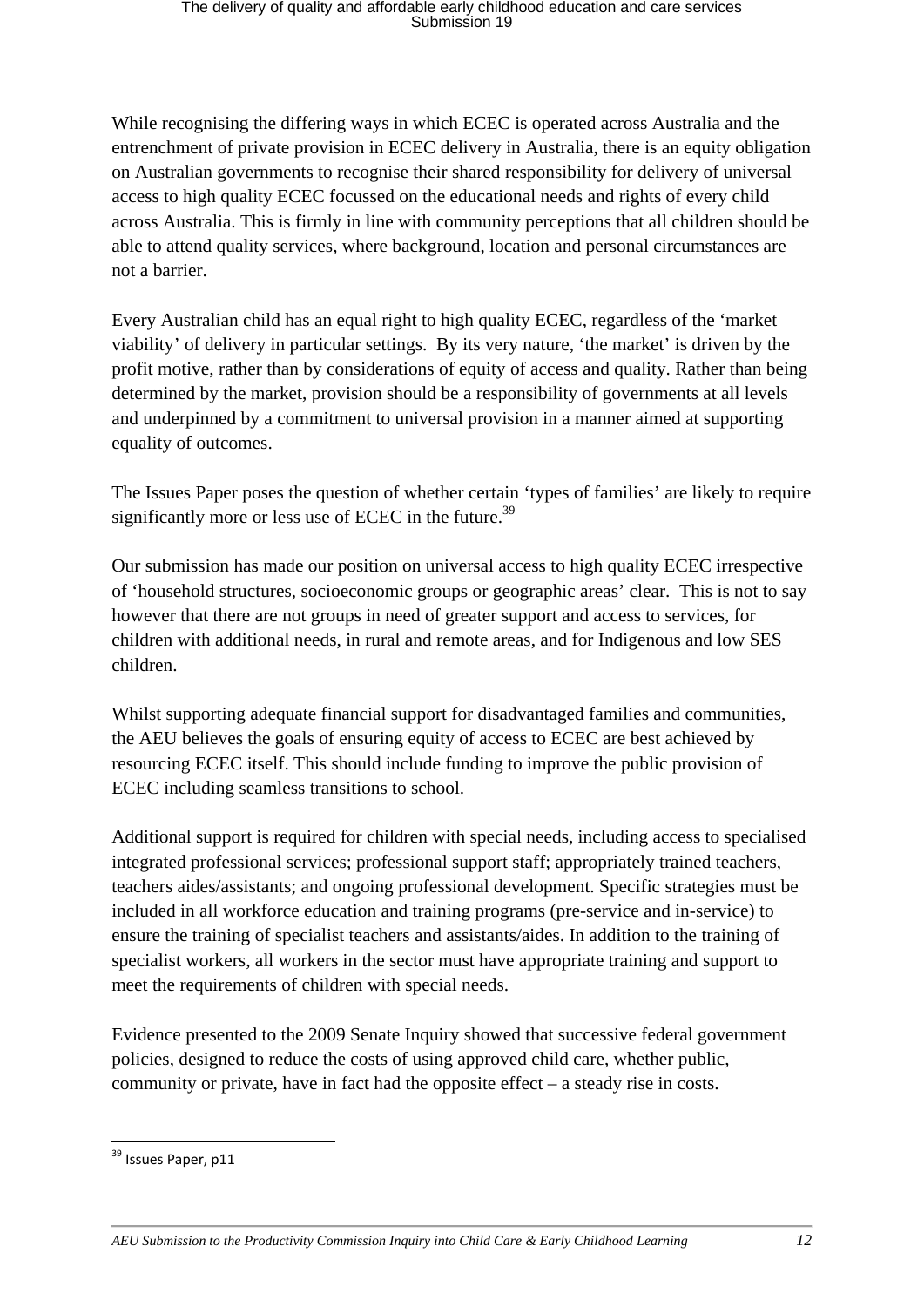While recognising the differing ways in which ECEC is operated across Australia and the entrenchment of private provision in ECEC delivery in Australia, there is an equity obligation on Australian governments to recognise their shared responsibility for delivery of universal access to high quality ECEC focussed on the educational needs and rights of every child across Australia. This is firmly in line with community perceptions that all children should be able to attend quality services, where background, location and personal circumstances are not a barrier.

Every Australian child has an equal right to high quality ECEC, regardless of the 'market viability' of delivery in particular settings. By its very nature, 'the market' is driven by the profit motive, rather than by considerations of equity of access and quality. Rather than being determined by the market, provision should be a responsibility of governments at all levels and underpinned by a commitment to universal provision in a manner aimed at supporting equality of outcomes.

The Issues Paper poses the question of whether certain 'types of families' are likely to require significantly more or less use of ECEC in the future.[39]

Our submission has made our position on universal access to high quality ECEC irrespective of 'household structures, socioeconomic groups or geographic areas' clear. This is not to say however that there are not groups in need of greater support and access to services, for children with additional needs, in rural and remote areas, and for Indigenous and low SES children.

Whilst supporting adequate financial support for disadvantaged families and communities, the AEU believes the goals of ensuring equity of access to ECEC are best achieved by resourcing ECEC itself. This should include funding to improve the public provision of ECEC including seamless transitions to school.

Additional support is required for children with special needs, including access to specialised integrated professional services; professional support staff; appropriately trained teachers, teachers aides/assistants; and ongoing professional development. Specific strategies must be included in all workforce education and training programs (pre-service and in-service) to ensure the training of specialist teachers and assistants/aides. In addition to the training of specialist workers, all workers in the sector must have appropriate training and support to meet the requirements of children with special needs.

Evidence presented to the 2009 Senate Inquiry showed that successive federal government policies, designed to reduce the costs of using approved child care, whether public, community or private, have in fact had the opposite effect – a steady rise in costs.

[39] Issues Paper, p11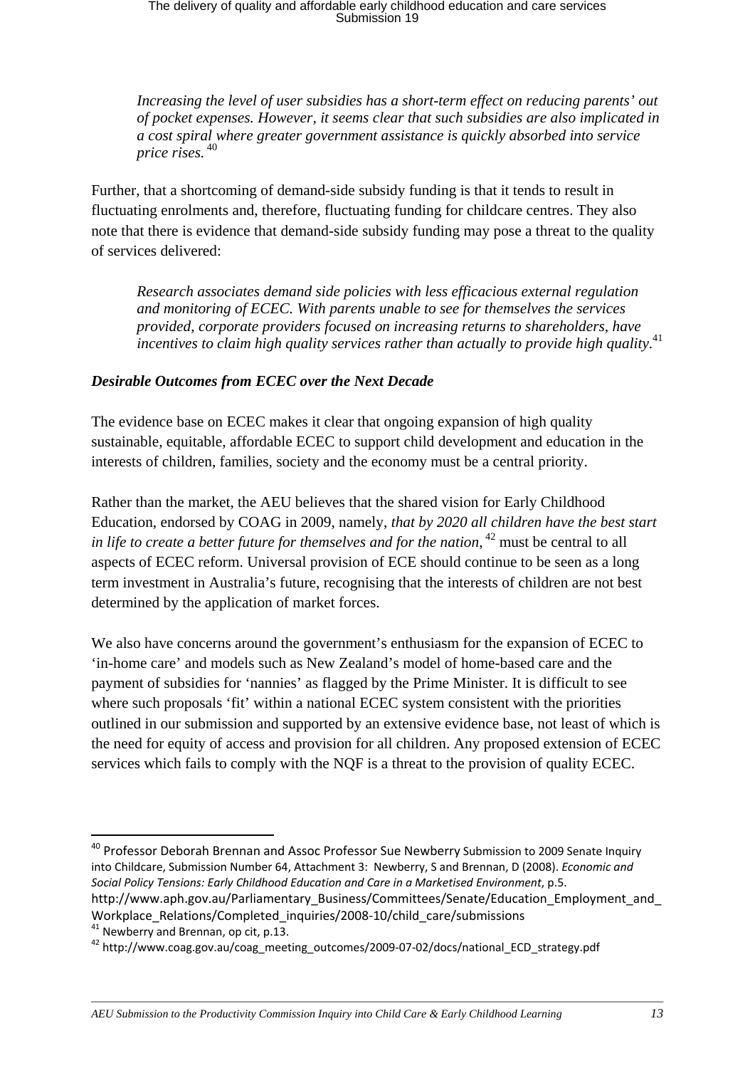*Increasing the level of user subsidies has a short-term effect on reducing parents' out of pocket expenses. However, it seems clear that such subsidies are also implicated in a cost spiral where greater government assistance is quickly absorbed into service price rises.* [40]

Further, that a shortcoming of demand-side subsidy funding is that it tends to result in fluctuating enrolments and, therefore, fluctuating funding for childcare centres. They also note that there is evidence that demand-side subsidy funding may pose a threat to the quality of services delivered:

*Research associates demand side policies with less efficacious external regulation and monitoring of ECEC. With parents unable to see for themselves the services provided, corporate providers focused on increasing returns to shareholders, have incentives to claim high quality services rather than actually to provide high quality.*[41]

### *Desirable Outcomes from ECEC over the Next Decade*

The evidence base on ECEC makes it clear that ongoing expansion of high quality sustainable, equitable, affordable ECEC to support child development and education in the interests of children, families, society and the economy must be a central priority.

Rather than the market, the AEU believes that the shared vision for Early Childhood Education, endorsed by COAG in 2009, namely, *that by 2020 all children have the best start in life to create a better future for themselves and for the nation*, [42] must be central to all aspects of ECEC reform. Universal provision of ECE should continue to be seen as a long term investment in Australia's future, recognising that the interests of children are not best determined by the application of market forces.

We also have concerns around the government's enthusiasm for the expansion of ECEC to 'in-home care' and models such as New Zealand's model of home-based care and the payment of subsidies for 'nannies' as flagged by the Prime Minister. It is difficult to see where such proposals 'fit' within a national ECEC system consistent with the priorities outlined in our submission and supported by an extensive evidence base, not least of which is the need for equity of access and provision for all children. Any proposed extension of ECEC services which fails to comply with the NQF is a threat to the provision of quality ECEC.

---

[40] Professor Deborah Brennan and Assoc Professor Sue Newberry Submission to 2009 Senate Inquiry into Childcare, Submission Number 64, Attachment 3: Newberry, S and Brennan, D (2008). *Economic and Social Policy Tensions: Early Childhood Education and Care in a Marketised Environment*, p.5. http://www.aph.gov.au/Parliamentary_Business/Committees/Senate/Education_Employment_and_Workplace_Relations/Completed_inquiries/2008-10/child_care/submissions

[41] Newberry and Brennan, op cit, p.13.

[42] http://www.coag.gov.au/coag_meeting_outcomes/2009-07-02/docs/national_ECD_strategy.pdf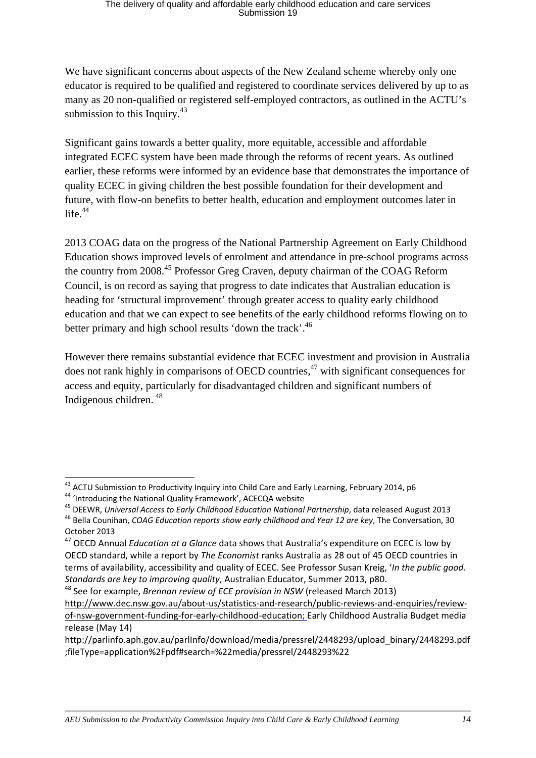We have significant concerns about aspects of the New Zealand scheme whereby only one educator is required to be qualified and registered to coordinate services delivered by up to as many as 20 non-qualified or registered self-employed contractors, as outlined in the ACTU's submission to this Inquiry.[43]

Significant gains towards a better quality, more equitable, accessible and affordable integrated ECEC system have been made through the reforms of recent years. As outlined earlier, these reforms were informed by an evidence base that demonstrates the importance of quality ECEC in giving children the best possible foundation for their development and future, with flow-on benefits to better health, education and employment outcomes later in life.[44]

2013 COAG data on the progress of the National Partnership Agreement on Early Childhood Education shows improved levels of enrolment and attendance in pre-school programs across the country from 2008.[45] Professor Greg Craven, deputy chairman of the COAG Reform Council, is on record as saying that progress to date indicates that Australian education is heading for 'structural improvement' through greater access to quality early childhood education and that we can expect to see benefits of the early childhood reforms flowing on to better primary and high school results 'down the track'.[46]

However there remains substantial evidence that ECEC investment and provision in Australia does not rank highly in comparisons of OECD countries,[47] with significant consequences for access and equity, particularly for disadvantaged children and significant numbers of Indigenous children.[48]

---

[43] ACTU Submission to Productivity Inquiry into Child Care and Early Learning, February 2014, p6

[44] 'Introducing the National Quality Framework', ACECQA website

[45] DEEWR, *Universal Access to Early Childhood Education National Partnership*, data released August 2013

[46] Bella Counihan, *COAG Education reports show early childhood and Year 12 are key*, The Conversation, 30 October 2013

[47] OECD Annual *Education at a Glance* data shows that Australia's expenditure on ECEC is low by OECD standard, while a report by *The Economist* ranks Australia as 28 out of 45 OECD countries in terms of availability, accessibility and quality of ECEC. See Professor Susan Kreig, '*In the public good. Standards are key to improving quality*, Australian Educator, Summer 2013, p80.

[48] See for example, *Brennan review of ECE provision in NSW* (released March 2013) http://www.dec.nsw.gov.au/about-us/statistics-and-research/public-reviews-and-enquiries/review-of-nsw-government-funding-for-early-childhood-education; Early Childhood Australia Budget media release (May 14) http://parlinfo.aph.gov.au/parlInfo/download/media/pressrel/2448293/upload_binary/2448293.pdf;fileType=application%2Fpdf#search=%22media/pressrel/2448293%22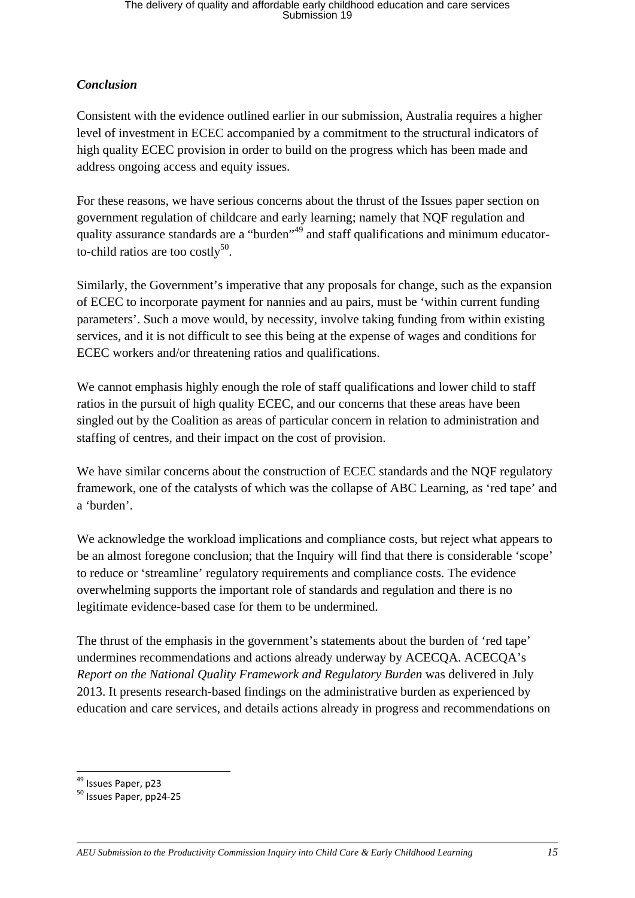### *Conclusion*

Consistent with the evidence outlined earlier in our submission, Australia requires a higher level of investment in ECEC accompanied by a commitment to the structural indicators of high quality ECEC provision in order to build on the progress which has been made and address ongoing access and equity issues.

For these reasons, we have serious concerns about the thrust of the Issues paper section on government regulation of childcare and early learning; namely that NQF regulation and quality assurance standards are a "burden"[49] and staff qualifications and minimum educator-to-child ratios are too costly[50].

Similarly, the Government's imperative that any proposals for change, such as the expansion of ECEC to incorporate payment for nannies and au pairs, must be 'within current funding parameters'. Such a move would, by necessity, involve taking funding from within existing services, and it is not difficult to see this being at the expense of wages and conditions for ECEC workers and/or threatening ratios and qualifications.

We cannot emphasis highly enough the role of staff qualifications and lower child to staff ratios in the pursuit of high quality ECEC, and our concerns that these areas have been singled out by the Coalition as areas of particular concern in relation to administration and staffing of centres, and their impact on the cost of provision.

We have similar concerns about the construction of ECEC standards and the NQF regulatory framework, one of the catalysts of which was the collapse of ABC Learning, as 'red tape' and a 'burden'.

We acknowledge the workload implications and compliance costs, but reject what appears to be an almost foregone conclusion; that the Inquiry will find that there is considerable 'scope' to reduce or 'streamline' regulatory requirements and compliance costs. The evidence overwhelming supports the important role of standards and regulation and there is no legitimate evidence-based case for them to be undermined.

The thrust of the emphasis in the government's statements about the burden of 'red tape' undermines recommendations and actions already underway by ACECQA. ACECQA's *Report on the National Quality Framework and Regulatory Burden* was delivered in July 2013. It presents research-based findings on the administrative burden as experienced by education and care services, and details actions already in progress and recommendations on

---

[49] Issues Paper, p23

[50] Issues Paper, pp24-25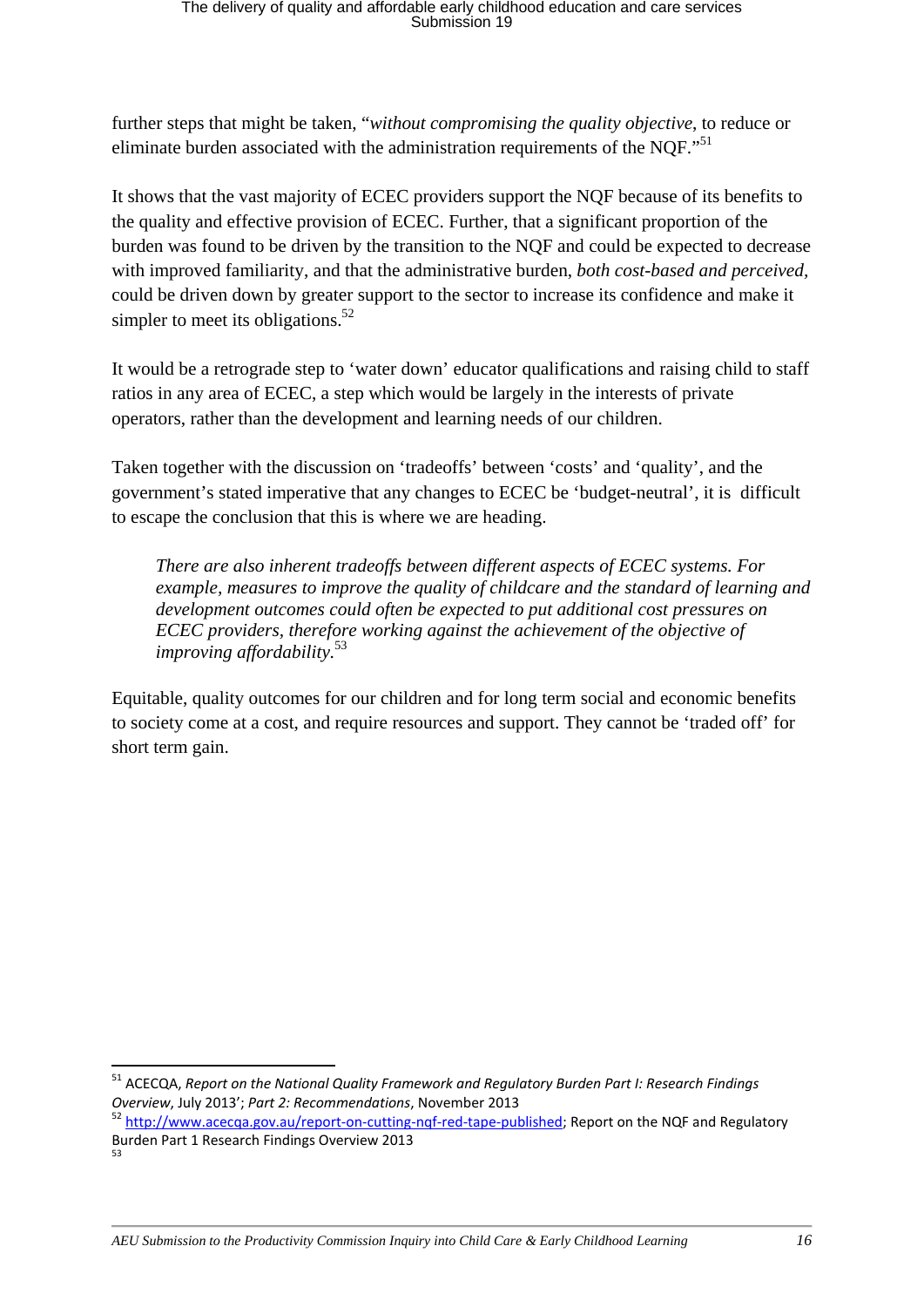further steps that might be taken, "*without compromising the quality objective*, to reduce or eliminate burden associated with the administration requirements of the NQF."[51]

It shows that the vast majority of ECEC providers support the NQF because of its benefits to the quality and effective provision of ECEC. Further, that a significant proportion of the burden was found to be driven by the transition to the NQF and could be expected to decrease with improved familiarity, and that the administrative burden, *both cost-based and perceived*, could be driven down by greater support to the sector to increase its confidence and make it simpler to meet its obligations.[52]

It would be a retrograde step to 'water down' educator qualifications and raising child to staff ratios in any area of ECEC, a step which would be largely in the interests of private operators, rather than the development and learning needs of our children.

Taken together with the discussion on 'tradeoffs' between 'costs' and 'quality', and the government's stated imperative that any changes to ECEC be 'budget-neutral', it is difficult to escape the conclusion that this is where we are heading.

> *There are also inherent tradeoffs between different aspects of ECEC systems. For example, measures to improve the quality of childcare and the standard of learning and development outcomes could often be expected to put additional cost pressures on ECEC providers, therefore working against the achievement of the objective of improving affordability.*[53]

Equitable, quality outcomes for our children and for long term social and economic benefits to society come at a cost, and require resources and support. They cannot be 'traded off' for short term gain.

---

[51] ACECQA, *Report on the National Quality Framework and Regulatory Burden Part I: Research Findings Overview*, July 2013'; *Part 2: Recommendations*, November 2013

[52] http://www.acecqa.gov.au/report-on-cutting-nqf-red-tape-published; Report on the NQF and Regulatory Burden Part 1 Research Findings Overview 2013

[53]